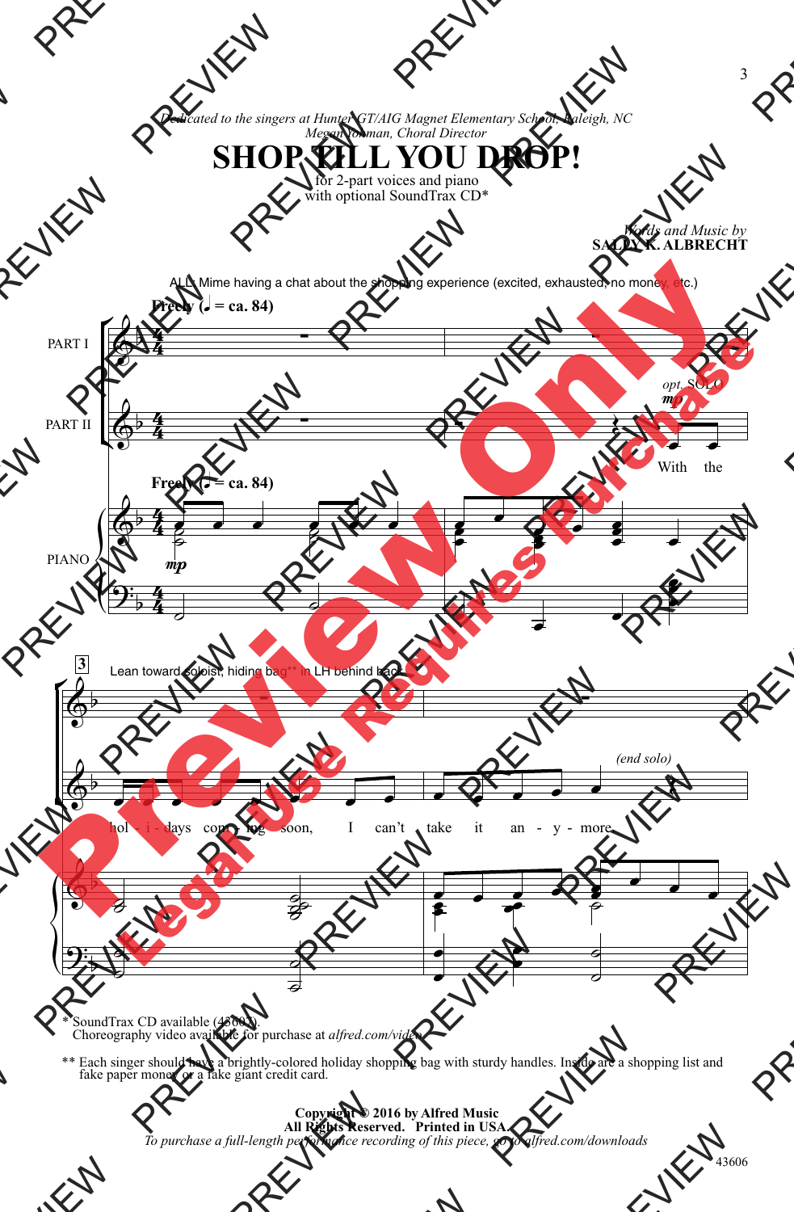*Dedicated to the singers at Hunter GT/AIG Magnet Elementary School, Raleigh, NC*
*Megan Yohman, Choral Director*

# SHOP TILL YOU DROP!

for 2-part voices and piano
with optional SoundTrax CD*

*Words and Music by*
**SALLY K. ALBRECHT**

ALL: Mime having a chat about the shopping experience (excited, exhausted, no money, etc.)

**Freely (♩ = ca. 84)**

PART I

PART II

*opt. SOLO* *mp*

With the

PIANO *mp*

Lean toward soloist, hiding bag** in LH behind back

hol - i - days com - ing soon, I can't take it an - y - more. *(end solo)*

\* SoundTrax CD available (43607).
Choreography video available for purchase at *alfred.com/video*

\*\* Each singer should have a brightly-colored holiday shopping bag with sturdy handles. Inside are a shopping list and fake paper money or a fake giant credit card.

**Copyright © 2016 by Alfred Music**
**All Rights Reserved. Printed in USA.**
*To purchase a full-length performance recording of this piece, go to alfred.com/downloads*

43606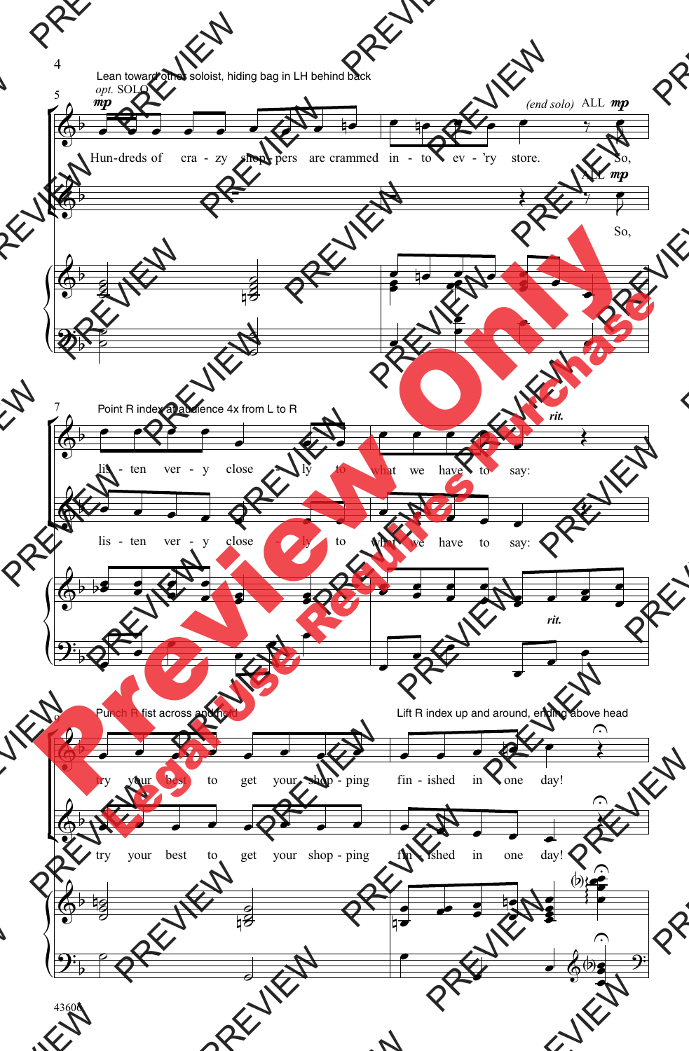Lean toward other soloist, hiding bag in LH behind back

*opt.* SOLO **mp**

Hun-dreds of cra - zy shop - pers are crammed in - to ev - 'ry store.

*(end solo)* ALL **mp**

So,

Point R index at audience 4x from L to R

lis - ten ver - y close - ly to what we have to say:

*rit.*

Punch R fist across and hold

try your best to get your shop - ping

Lift R index up and around, ending above head

fin - ished in one day!

43606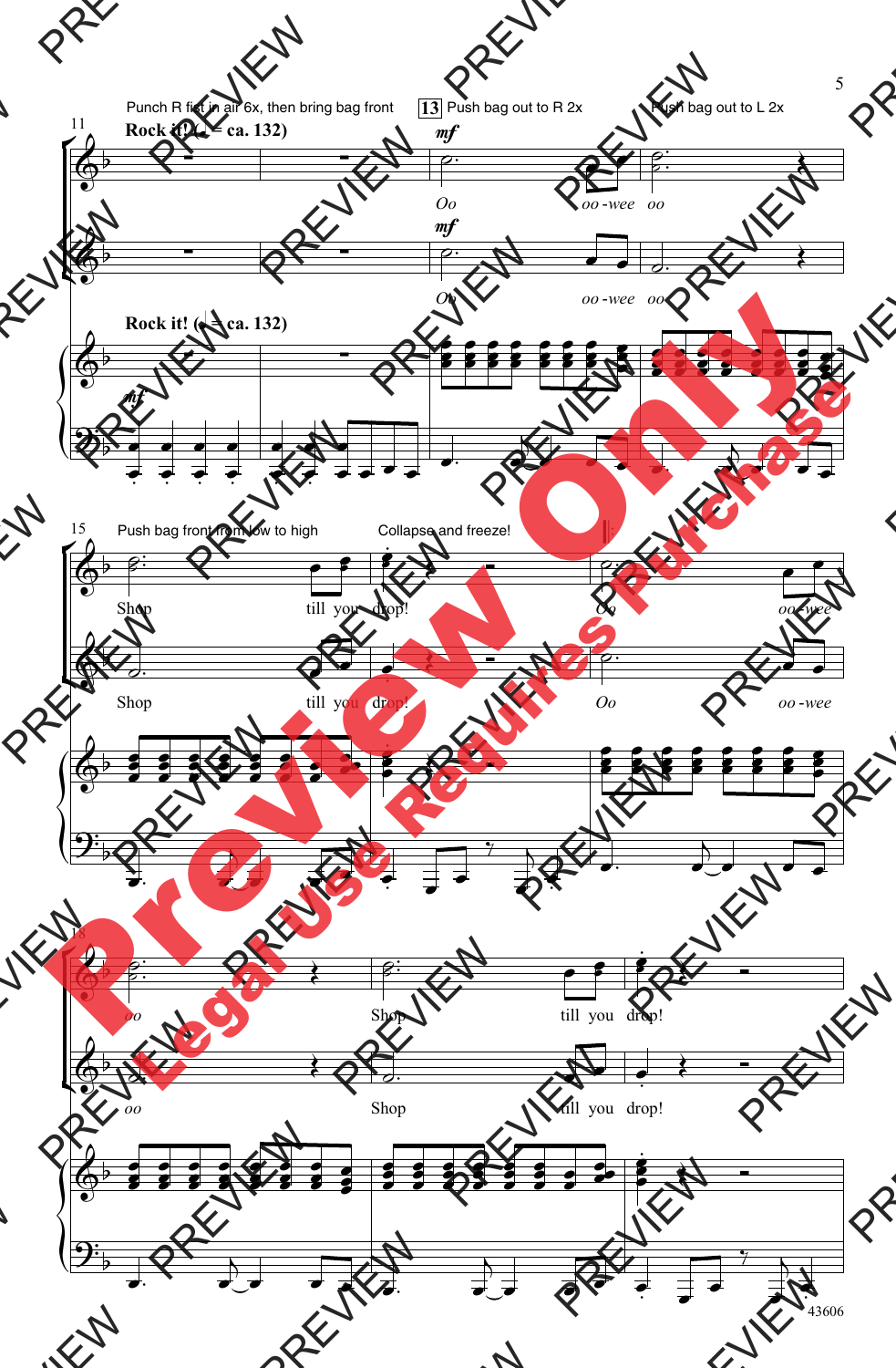Punch R fist in air 6x, then bring bag front

**13** Push bag out to R 2x

Push bag out to L 2x

**Rock it! (♩ = ca. 132)**

*mf*

Oo oo-wee oo

Push bag front from low to high

Collapse and freeze!

Shop till you drop!

Oo oo-wee

oo

Shop till you drop!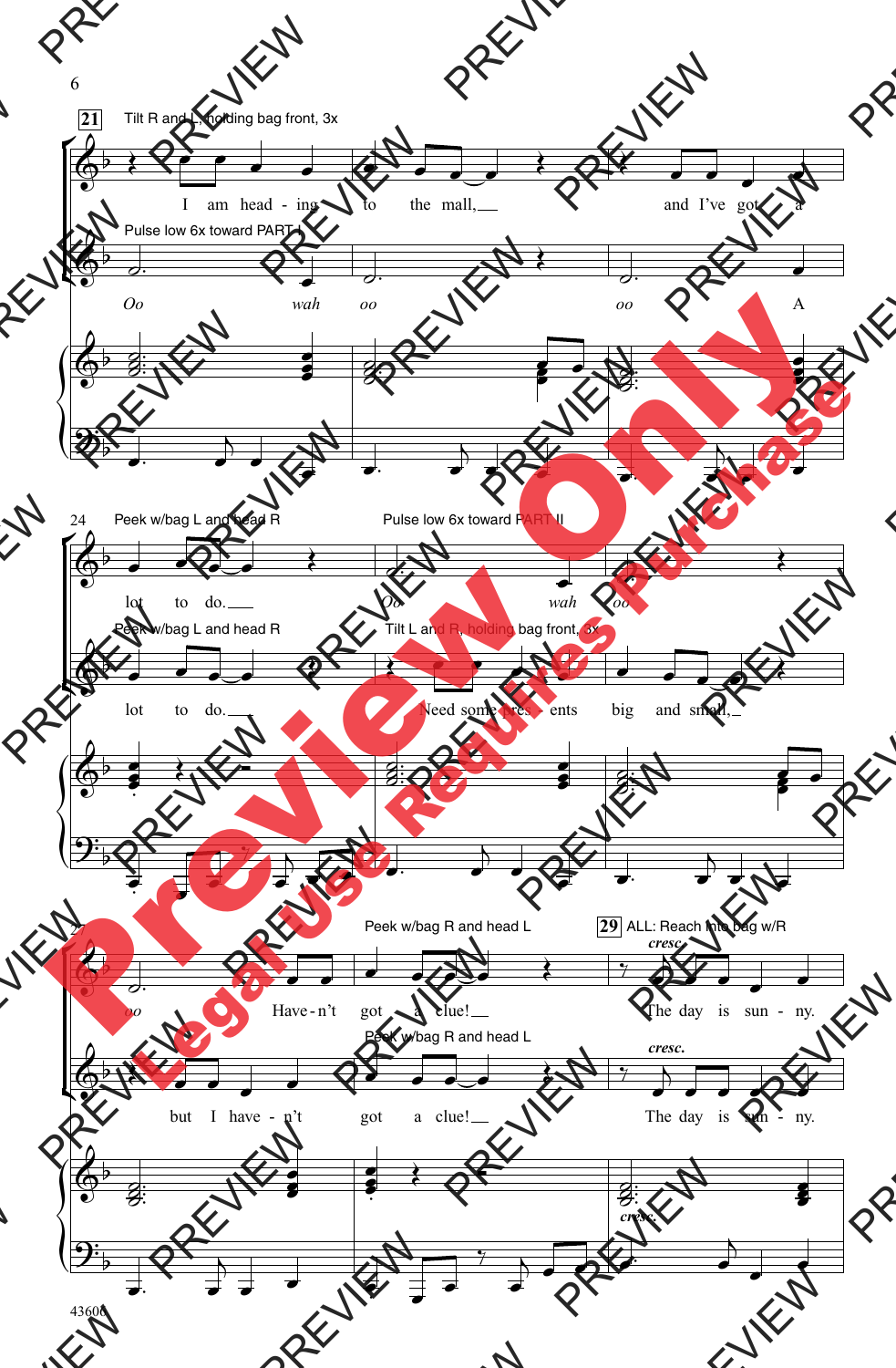**21** Tilt R and L, holding bag front, 3x

I am head - ing to the mall, and I've got a

Pulse low 6x toward PART I

*Oo* *wah* *oo* *oo* A

24 Peek w/bag L and head R

lot to do.

Pulse low 6x toward PART II

*Oo* *wah* *oo*

Peek w/bag L and head R

lot to do.

Tilt L and R, holding bag front, 3x

Need some pres - ents big and small,

27 Peek w/bag R and head L

*oo* Have - n't got a clue!

but I have - n't got a clue!

Peek w/bag R and head L

**29** ALL: Reach into bag w/R

*cresc.*

The day is sun - ny.

*cresc.*

The day is sun - ny.

*cresc.*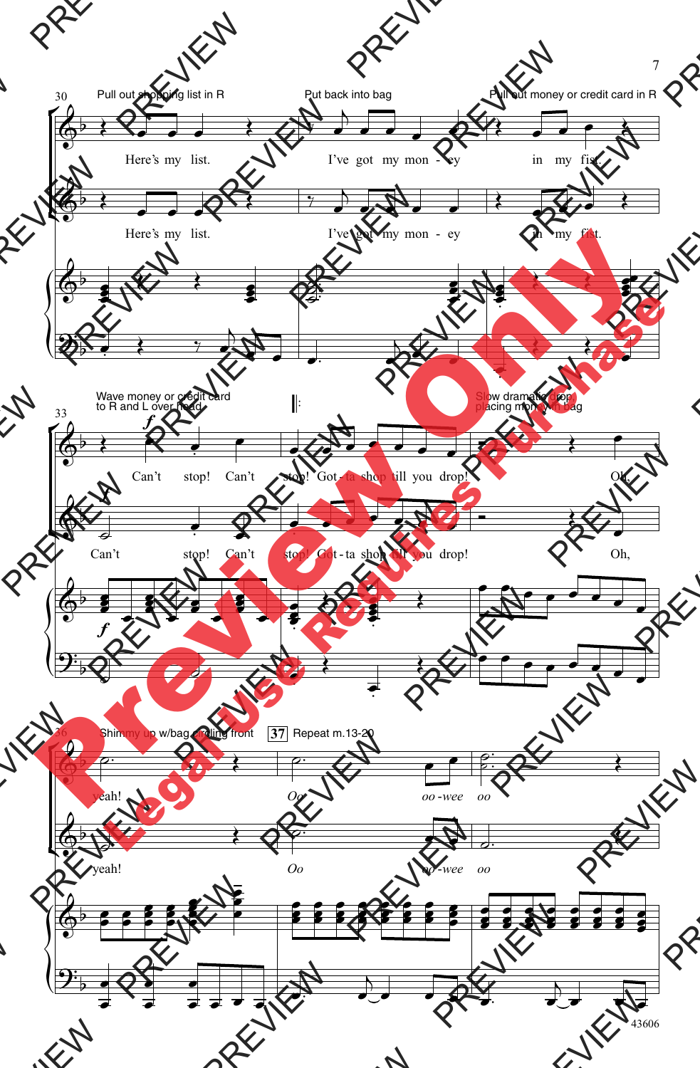Pull out shopping list in R

Put back into bag

Pull out money or credit card in R

Here's my list. I've got my mon - ey in my fist.

Wave money or credit card to R and L over head

Can't stop! Can't stop! Got - ta shop till you drop!

Slow dramatic drop, placing money in bag

Oh, yeah!

Shimmy up w/bag circling front

37 Repeat m.13-20

Oo oo - wee oo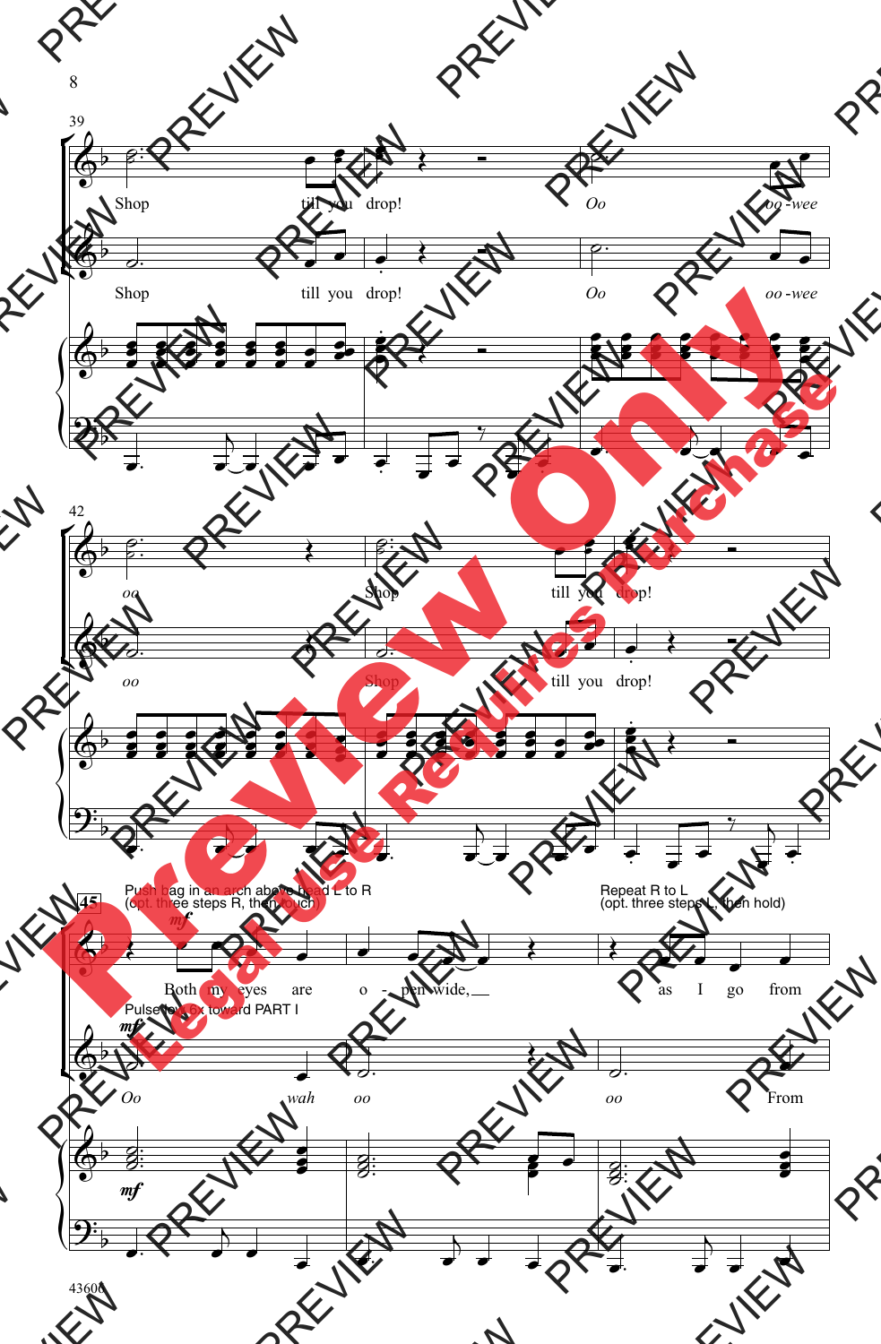39

Shop till you drop! *Oo* *oo-wee*

Shop till you drop! *Oo* *oo-wee*

42

*oo* Shop till you drop!

*oo* Shop till you drop!

45

Push bag in an arch above head L to R
(opt. three steps R, then touch)

Repeat R to L
(opt. three steps L, then hold)

*mf*

Both my eyes are o - pen wide, as I go from

Pulse fwd 6x toward PART I

*mf*

*Oo* *wah* *oo* *oo* From

*mf*

43606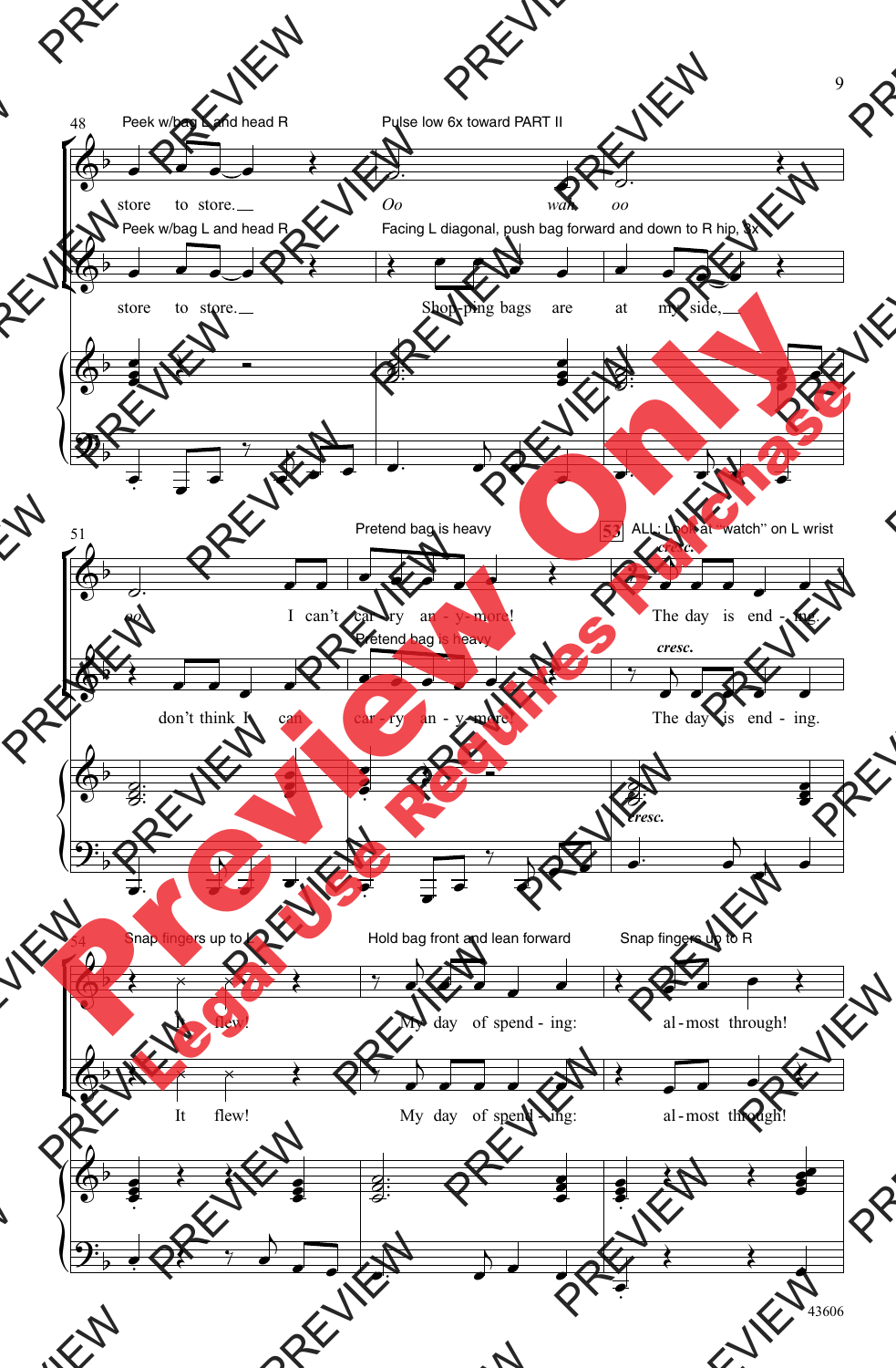48

Peek w/bag L and head R

Pulse low 6x toward PART II

store to store. Oo wah oo

Peek w/bag L and head R

Facing L diagonal, push bag forward and down to R hip, 3x

store to store. Shop-ping bags are at my side,

51

Pretend bag is heavy

53 ALL: Look at "watch" on L wrist

*cresc.*

oo I can't car - ry an - y - more! The day is end - ing.

Pretend bag is heavy

*cresc.*

don't think I can car - ry an - y - more! The day is end - ing.

*cresc.*

54

Snap fingers up to L

Hold bag front and lean forward

Snap fingers up to R

It flew! My day of spend - ing: al - most through!

It flew! My day of spend - ing: al - most through!

43606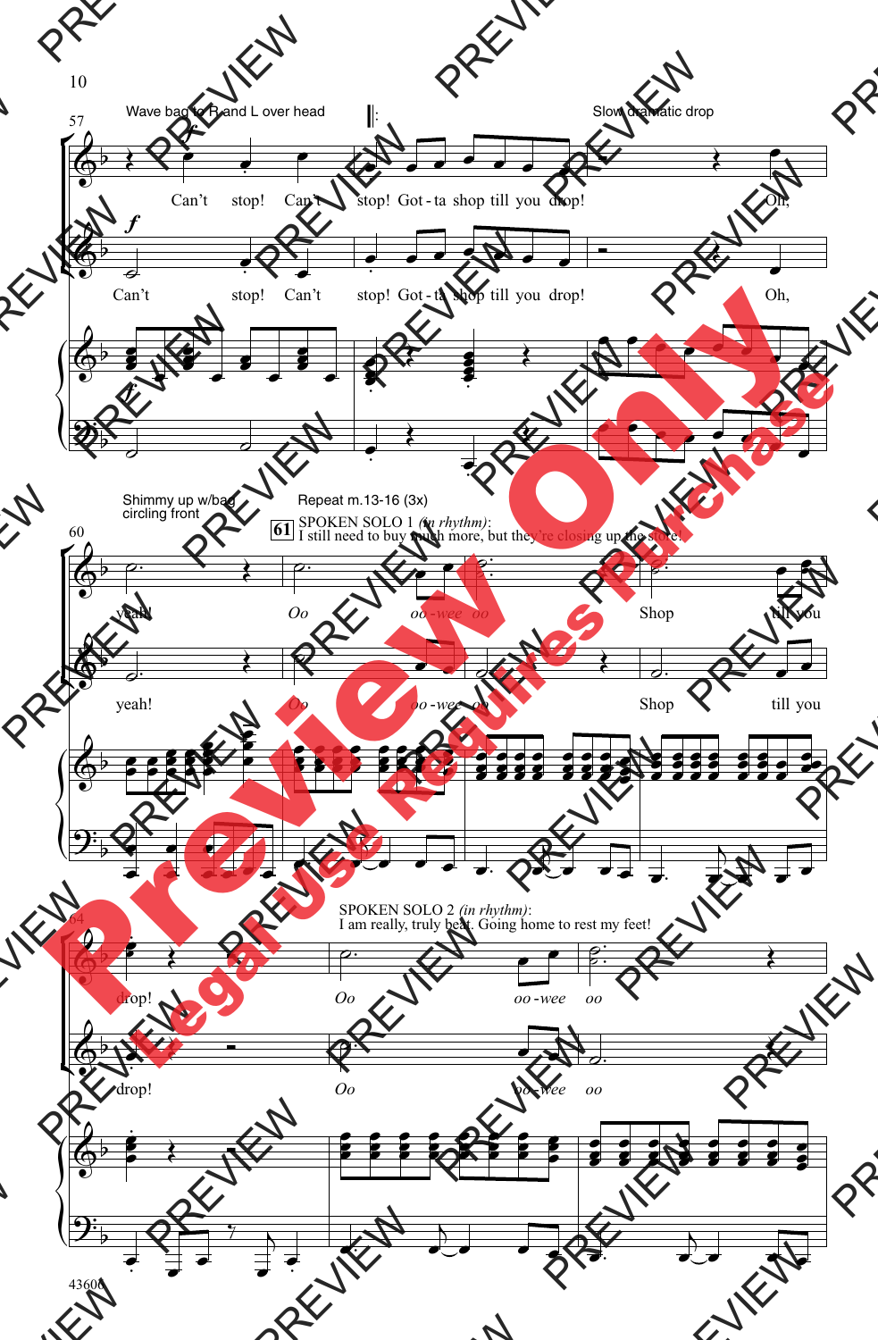Wave bag to R and L over head

Slow dramatic drop

Can't stop! Can't stop! Got-ta shop till you drop! Oh,

Can't stop! Can't stop! Got-ta shop till you drop! Oh,

Shimmy up w/bag circling front

Repeat m.13-16 (3x)

61 SPOKEN SOLO 1 *(in rhythm)*: I still need to buy much more, but they're closing up the store!

yeah! *Oo oo-wee oo* Shop till you

yeah! *Oo oo-wee oo* Shop till you

SPOKEN SOLO 2 *(in rhythm)*: I am really, truly beat. Going home to rest my feet!

drop! *Oo oo-wee oo*

drop! *Oo oo-wee oo*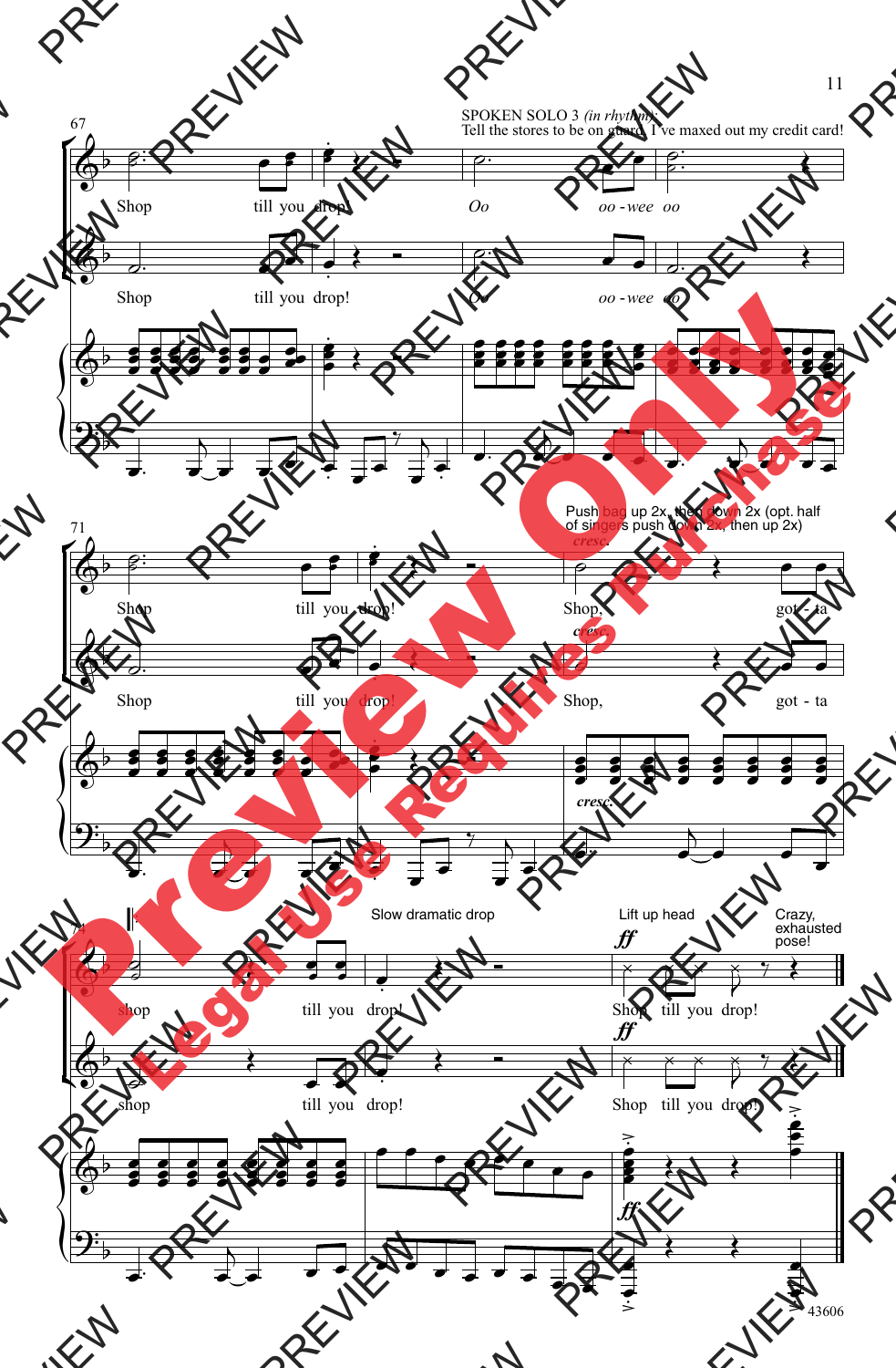67

SPOKEN SOLO 3 *(in rhythm)*:
Tell the stores to be on guard, I've maxed out my credit card!

Shop till you drop! *Oo oo-wee oo*

Shop till you drop! *Oo oo-wee oo*

71

Push bag up 2x, then down 2x (opt. half of singers push down 2x, then up 2x)

*cresc.*

Shop till you drop! Shop, got - ta

Shop till you drop! Shop, got - ta

*cresc.*

Slow dramatic drop

Lift up head

Crazy, exhausted pose!

*ff*

shop till you drop! Shop till you drop!

*ff*

shop till you drop! Shop till you drop!

*ff*